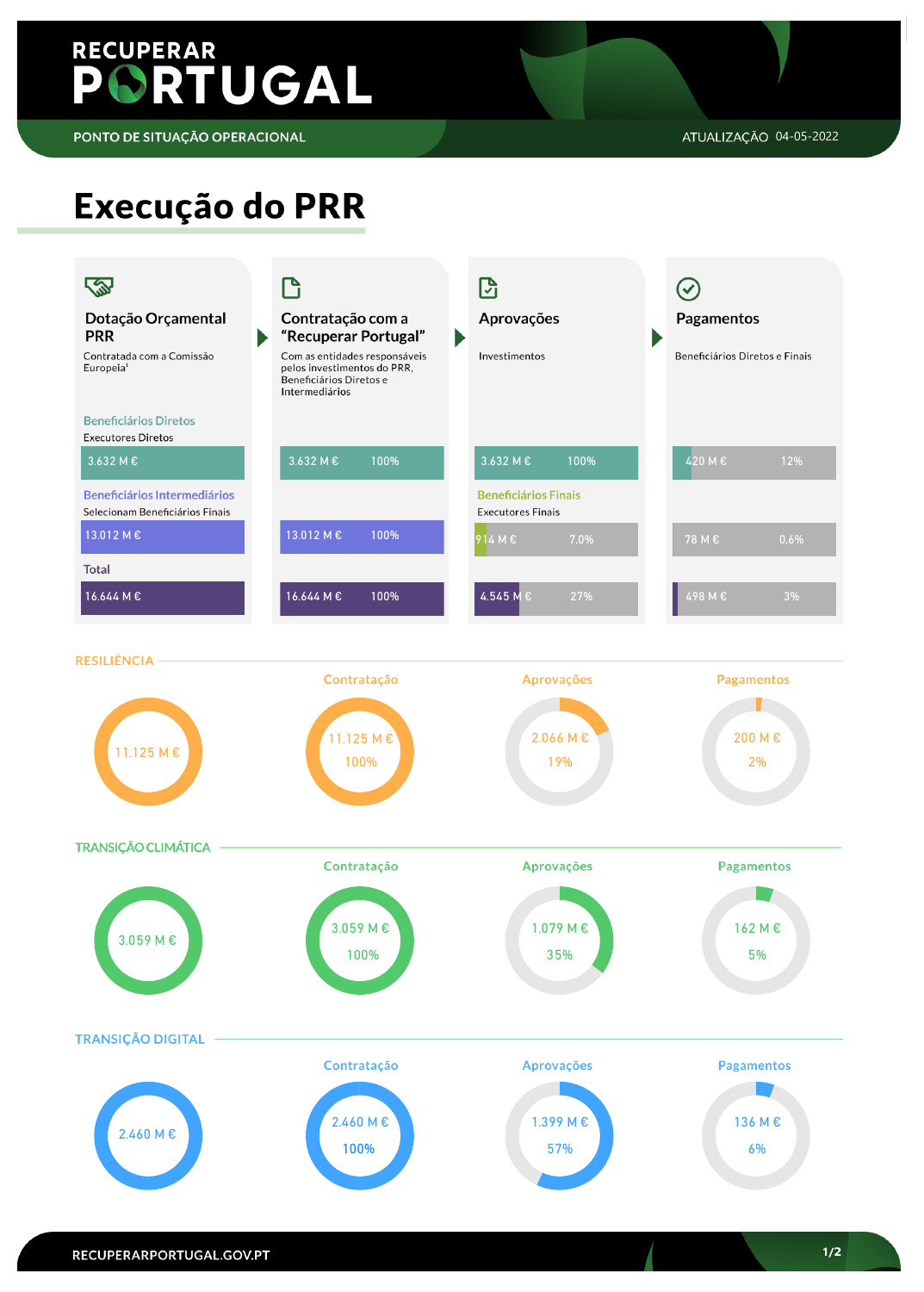# RECUPERAR PORTUGAL

PONTO DE SITUAÇÃO OPERACIONAL

ATUALIZAÇÃO 04-05-2022

## Execução do PRR

| | Dotação Orçamental PRR | Contratação com a "Recuperar Portugal" | Aprovações | Pagamentos |
|---|---|---|---|---|
| | Contratada com a Comissão Europeia[1] | Com as entidades responsáveis pelos investimentos do PRR, Beneficiários Diretos e Intermediários | Investimentos | Beneficiários Diretos e Finais |
| **Beneficiários Diretos** – Executores Diretos | 3.632 M € | 3.632 M € – 100% | 3.632 M € – 100% | 420 M € – 12% |
| **Beneficiários Intermediários** – Selecionam Beneficiários Finais / **Beneficiários Finais** – Executores Finais | 13.012 M € | 13.012 M € – 100% | 914 M € – 7,0% | 78 M € – 0,6% |
| **Total** | 16.644 M € | 16.644 M € – 100% | 4.545 M € – 27% | 498 M € – 3% |

### RESILIÊNCIA

| Dotação | Contratação | Aprovações | Pagamentos |
|---|---|---|---|
| 11.125 M € | 11.125 M € – 100% | 2.066 M € – 19% | 200 M € – 2% |

### TRANSIÇÃO CLIMÁTICA

| Dotação | Contratação | Aprovações | Pagamentos |
|---|---|---|---|
| 3.059 M € | 3.059 M € – 100% | 1.079 M € – 35% | 162 M € – 5% |

### TRANSIÇÃO DIGITAL

| Dotação | Contratação | Aprovações | Pagamentos |
|---|---|---|---|
| 2.460 M € | 2.460 M € – 100% | 1.399 M € – 57% | 136 M € – 6% |

RECUPERARPORTUGAL.GOV.PT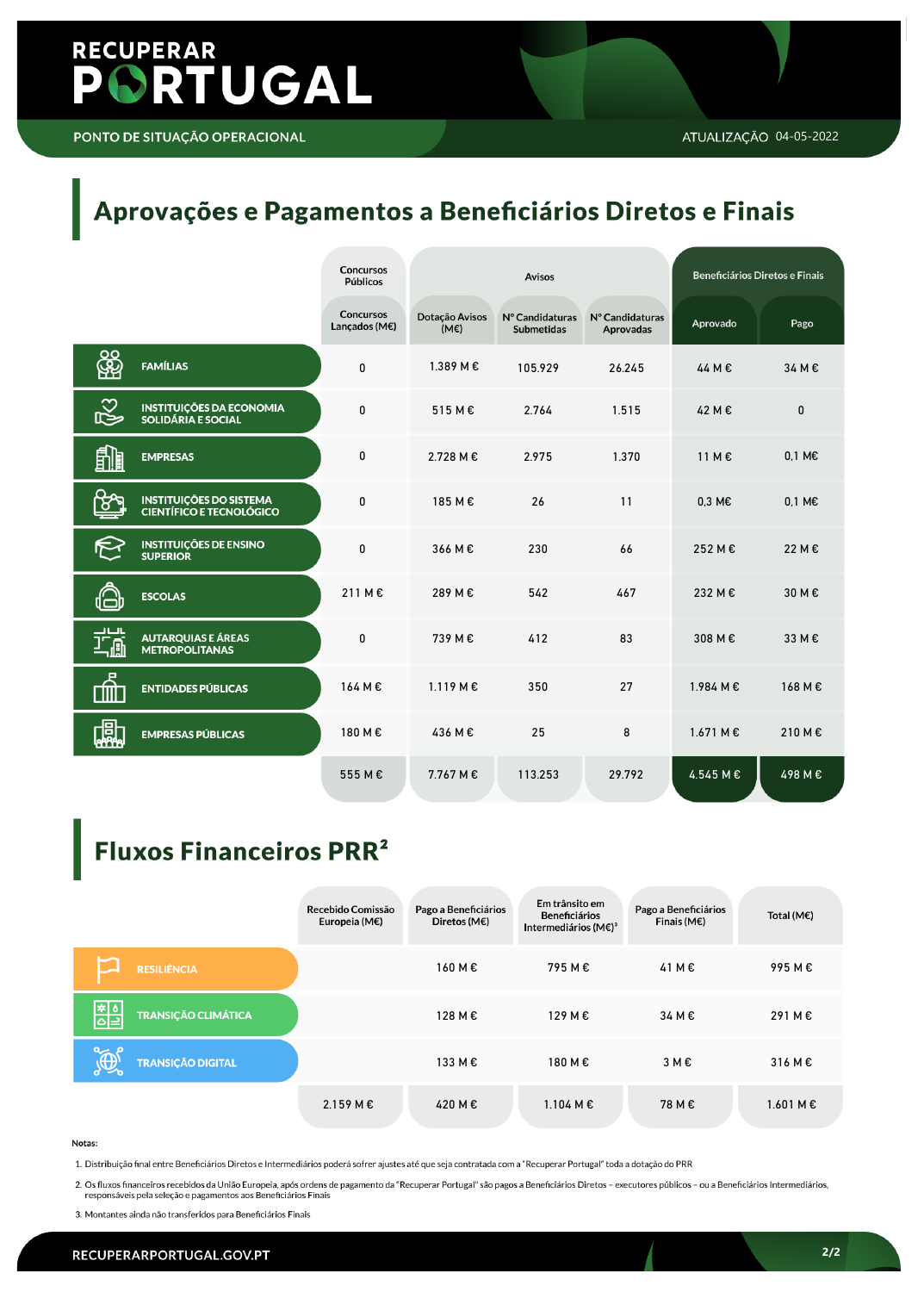# RECUPERAR PORTUGAL

PONTO DE SITUAÇÃO OPERACIONAL

ATUALIZAÇÃO 04-05-2022

## Aprovações e Pagamentos a Beneficiários Diretos e Finais

| | Concursos Públicos | Avisos | | | Beneficiários Diretos e Finais | |
|---|---|---|---|---|---|---|
| | Concursos Lançados (M€) | Dotação Avisos (M€) | Nº Candidaturas Submetidas | Nº Candidaturas Aprovadas | Aprovado | Pago |
| FAMÍLIAS | 0 | 1.389 M € | 105.929 | 26.245 | 44 M € | 34 M € |
| INSTITUIÇÕES DA ECONOMIA SOLIDÁRIA E SOCIAL | 0 | 515 M € | 2.764 | 1.515 | 42 M € | 0 |
| EMPRESAS | 0 | 2.728 M € | 2.975 | 1.370 | 11 M € | 0,1 M€ |
| INSTITUIÇÕES DO SISTEMA CIENTÍFICO E TECNOLÓGICO | 0 | 185 M € | 26 | 11 | 0,3 M€ | 0,1 M€ |
| INSTITUIÇÕES DE ENSINO SUPERIOR | 0 | 366 M € | 230 | 66 | 252 M € | 22 M € |
| ESCOLAS | 211 M € | 289 M € | 542 | 467 | 232 M € | 30 M € |
| AUTARQUIAS E ÁREAS METROPOLITANAS | 0 | 739 M € | 412 | 83 | 308 M € | 33 M € |
| ENTIDADES PÚBLICAS | 164 M € | 1.119 M € | 350 | 27 | 1.984 M € | 168 M € |
| EMPRESAS PÚBLICAS | 180 M € | 436 M € | 25 | 8 | 1.671 M € | 210 M € |
| | 555 M € | 7.767 M € | 113.253 | 29.792 | 4.545 M € | 498 M € |

## Fluxos Financeiros PRR[2]

| | Recebido Comissão Europeia (M€) | Pago a Beneficiários Diretos (M€) | Em trânsito em Beneficiários Intermediários (M€)[3] | Pago a Beneficiários Finais (M€) | Total (M€) |
|---|---|---|---|---|---|
| RESILIÊNCIA | | 160 M € | 795 M € | 41 M € | 995 M € |
| TRANSIÇÃO CLIMÁTICA | | 128 M € | 129 M € | 34 M € | 291 M € |
| TRANSIÇÃO DIGITAL | | 133 M € | 180 M € | 3 M € | 316 M € |
| | 2.159 M € | 420 M € | 1.104 M € | 78 M € | 1.601 M € |

**Notas:**

1. Distribuição final entre Beneficiários Diretos e Intermediários poderá sofrer ajustes até que seja contratada com a "Recuperar Portugal" toda a dotação do PRR
2. Os fluxos financeiros recebidos da União Europeia, após ordens de pagamento da "Recuperar Portugal" são pagos a Beneficiários Diretos – executores públicos – ou a Beneficiários Intermediários, responsáveis pela seleção e pagamentos aos Beneficiários Finais
3. Montantes ainda não transferidos para Beneficiários Finais

RECUPERARPORTUGAL.GOV.PT